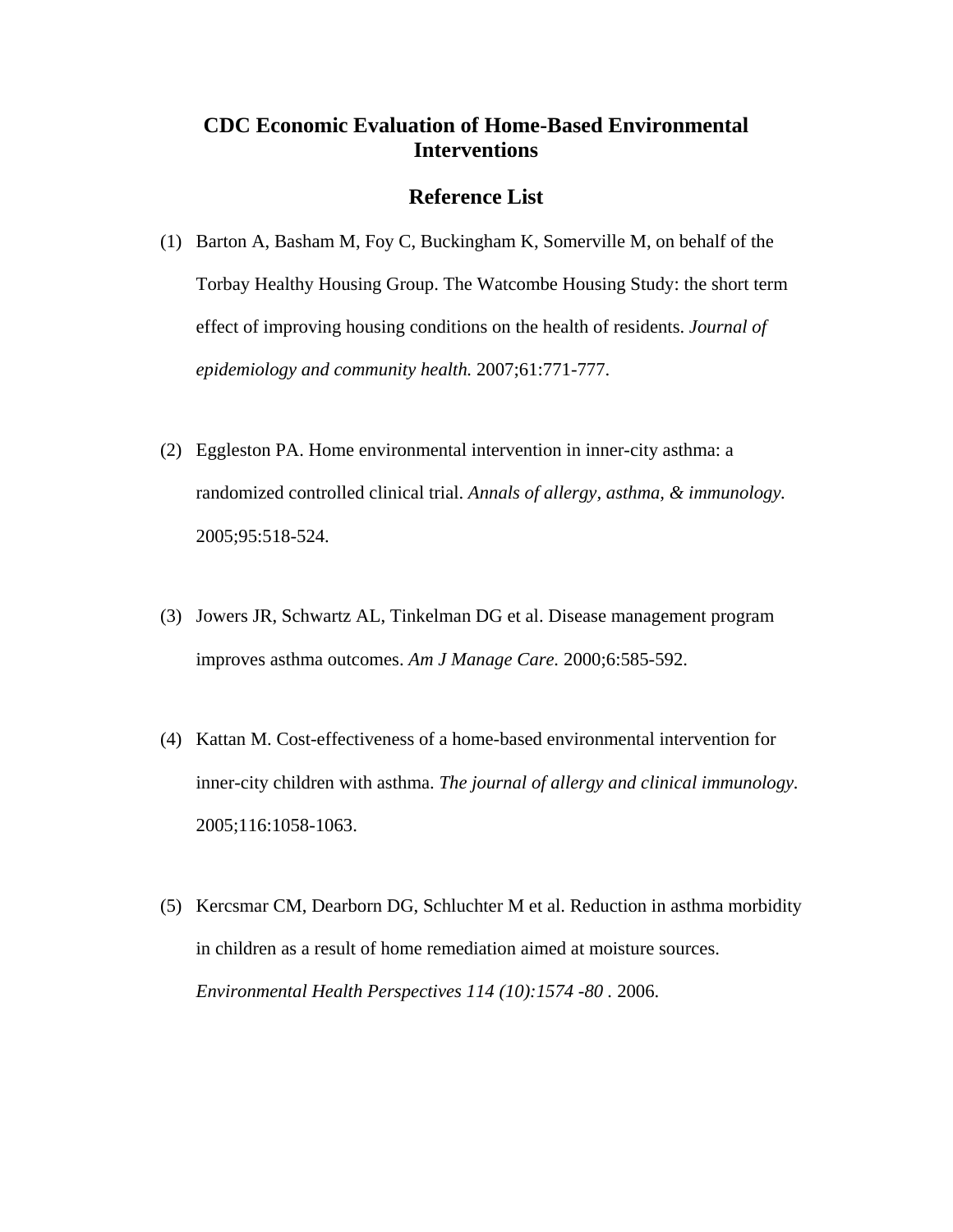# CDC Economic Evaluation of Home-Based Environmental Interventions

## Reference List

(1) Barton A, Basham M, Foy C, Buckingham K, Somerville M, on behalf of the Torbay Healthy Housing Group. The Watcombe Housing Study: the short term effect of improving housing conditions on the health of residents. *Journal of epidemiology and community health.* 2007;61:771-777.

(2) Eggleston PA. Home environmental intervention in inner-city asthma: a randomized controlled clinical trial. *Annals of allergy, asthma, & immunology.* 2005;95:518-524.

(3) Jowers JR, Schwartz AL, Tinkelman DG et al. Disease management program improves asthma outcomes. *Am J Manage Care.* 2000;6:585-592.

(4) Kattan M. Cost-effectiveness of a home-based environmental intervention for inner-city children with asthma. *The journal of allergy and clinical immunology.* 2005;116:1058-1063.

(5) Kercsmar CM, Dearborn DG, Schluchter M et al. Reduction in asthma morbidity in children as a result of home remediation aimed at moisture sources. *Environmental Health Perspectives 114 (10):1574 -80* . 2006.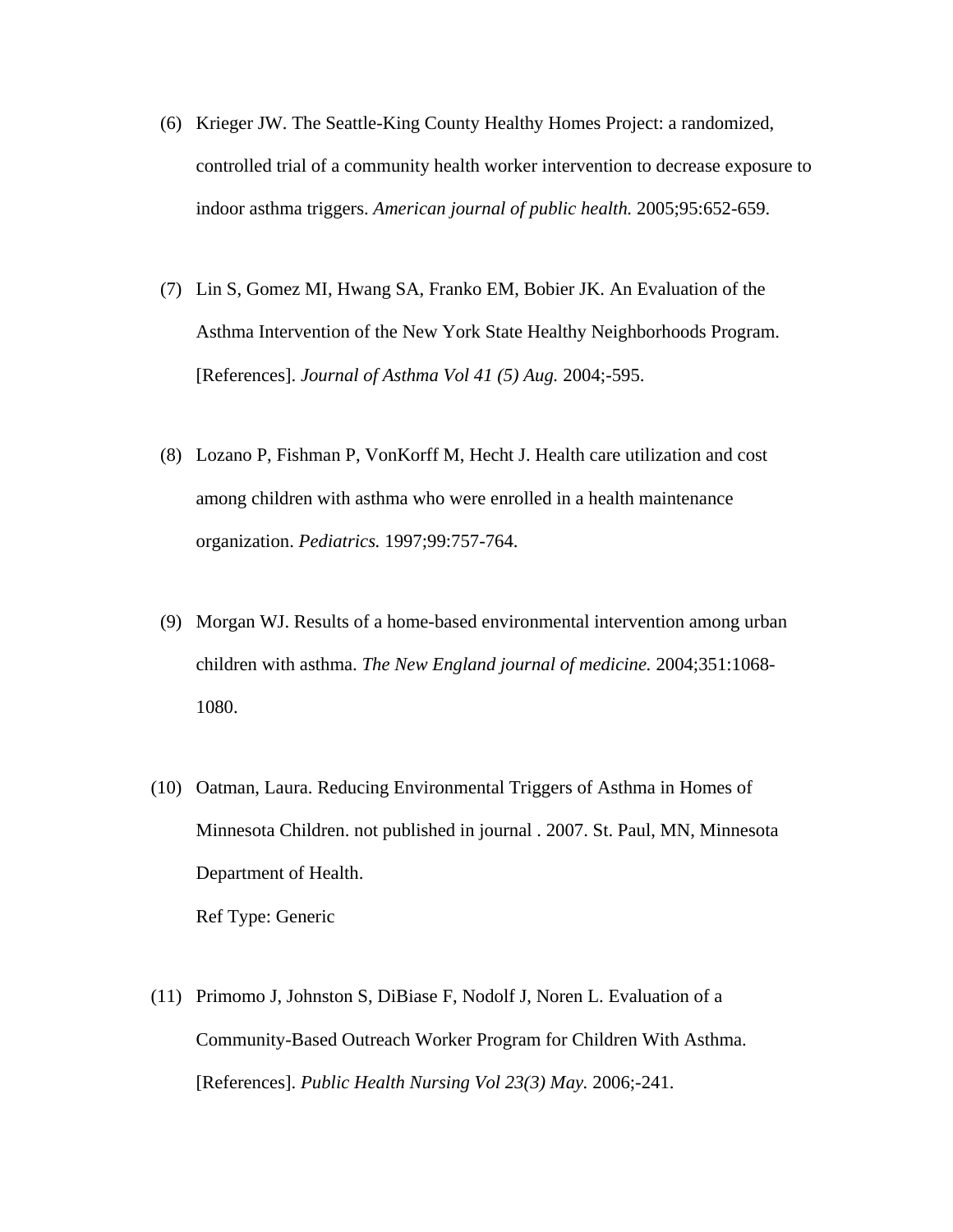(6) Krieger JW. The Seattle-King County Healthy Homes Project: a randomized, controlled trial of a community health worker intervention to decrease exposure to indoor asthma triggers. *American journal of public health.* 2005;95:652-659.

(7) Lin S, Gomez MI, Hwang SA, Franko EM, Bobier JK. An Evaluation of the Asthma Intervention of the New York State Healthy Neighborhoods Program. [References]. *Journal of Asthma Vol 41 (5) Aug.* 2004;-595.

(8) Lozano P, Fishman P, VonKorff M, Hecht J. Health care utilization and cost among children with asthma who were enrolled in a health maintenance organization. *Pediatrics.* 1997;99:757-764.

(9) Morgan WJ. Results of a home-based environmental intervention among urban children with asthma. *The New England journal of medicine.* 2004;351:1068-1080.

(10) Oatman, Laura. Reducing Environmental Triggers of Asthma in Homes of Minnesota Children. not published in journal . 2007. St. Paul, MN, Minnesota Department of Health.

Ref Type: Generic

(11) Primomo J, Johnston S, DiBiase F, Nodolf J, Noren L. Evaluation of a Community-Based Outreach Worker Program for Children With Asthma. [References]. *Public Health Nursing Vol 23(3) May.* 2006;-241.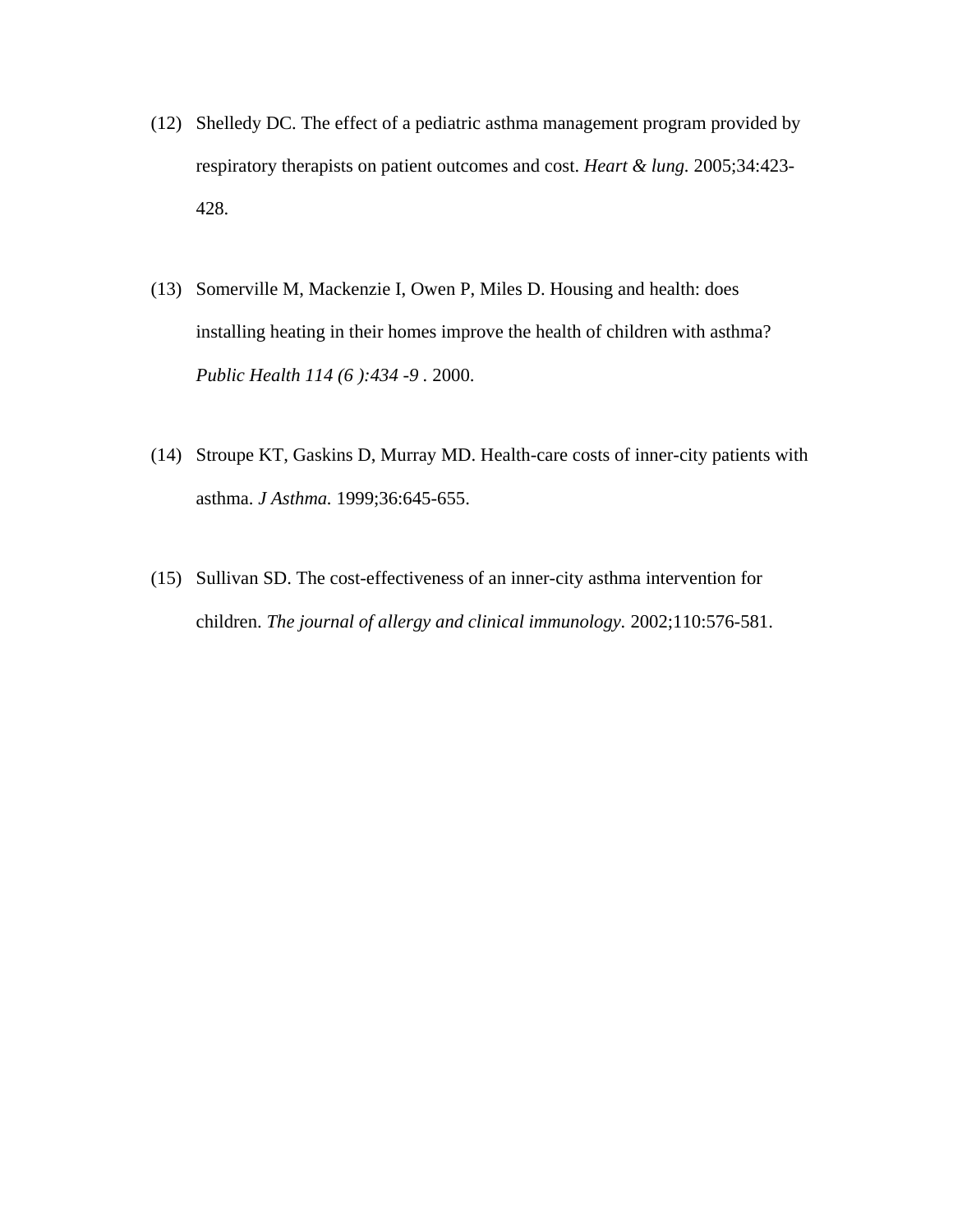(12) Shelledy DC. The effect of a pediatric asthma management program provided by respiratory therapists on patient outcomes and cost. *Heart & lung.* 2005;34:423-428.

(13) Somerville M, Mackenzie I, Owen P, Miles D. Housing and health: does installing heating in their homes improve the health of children with asthma? *Public Health 114 (6 ):434 -9* . 2000.

(14) Stroupe KT, Gaskins D, Murray MD. Health-care costs of inner-city patients with asthma. *J Asthma.* 1999;36:645-655.

(15) Sullivan SD. The cost-effectiveness of an inner-city asthma intervention for children. *The journal of allergy and clinical immunology.* 2002;110:576-581.